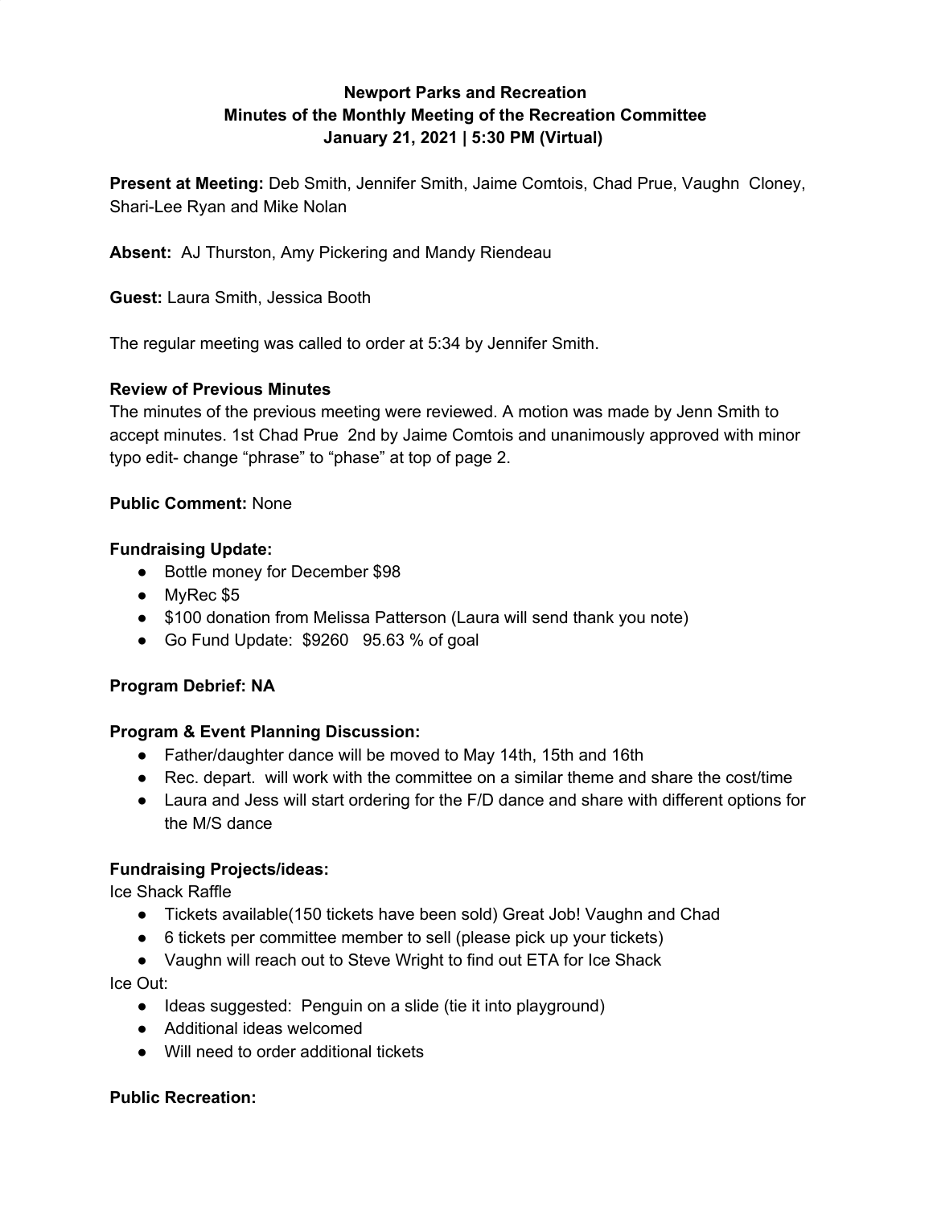**Newport Parks and Recreation**
**Minutes of the Monthly Meeting of the Recreation Committee**
**January 21, 2021 | 5:30 PM (Virtual)**

**Present at Meeting:** Deb Smith, Jennifer Smith, Jaime Comtois, Chad Prue, Vaughn Cloney, Shari-Lee Ryan and Mike Nolan

**Absent:** AJ Thurston, Amy Pickering and Mandy Riendeau

**Guest:** Laura Smith, Jessica Booth

The regular meeting was called to order at 5:34 by Jennifer Smith.

**Review of Previous Minutes**

The minutes of the previous meeting were reviewed. A motion was made by Jenn Smith to accept minutes. 1st Chad Prue 2nd by Jaime Comtois and unanimously approved with minor typo edit- change "phrase" to "phase" at top of page 2.

**Public Comment:** None

**Fundraising Update:**

- Bottle money for December $98
- MyRec $5
- $100 donation from Melissa Patterson (Laura will send thank you note)
- Go Fund Update: $9260 95.63 % of goal

**Program Debrief: NA**

**Program & Event Planning Discussion:**

- Father/daughter dance will be moved to May 14th, 15th and 16th
- Rec. depart. will work with the committee on a similar theme and share the cost/time
- Laura and Jess will start ordering for the F/D dance and share with different options for the M/S dance

**Fundraising Projects/ideas:**

Ice Shack Raffle

- Tickets available(150 tickets have been sold) Great Job! Vaughn and Chad
- 6 tickets per committee member to sell (please pick up your tickets)
- Vaughn will reach out to Steve Wright to find out ETA for Ice Shack

Ice Out:

- Ideas suggested: Penguin on a slide (tie it into playground)
- Additional ideas welcomed
- Will need to order additional tickets

**Public Recreation:**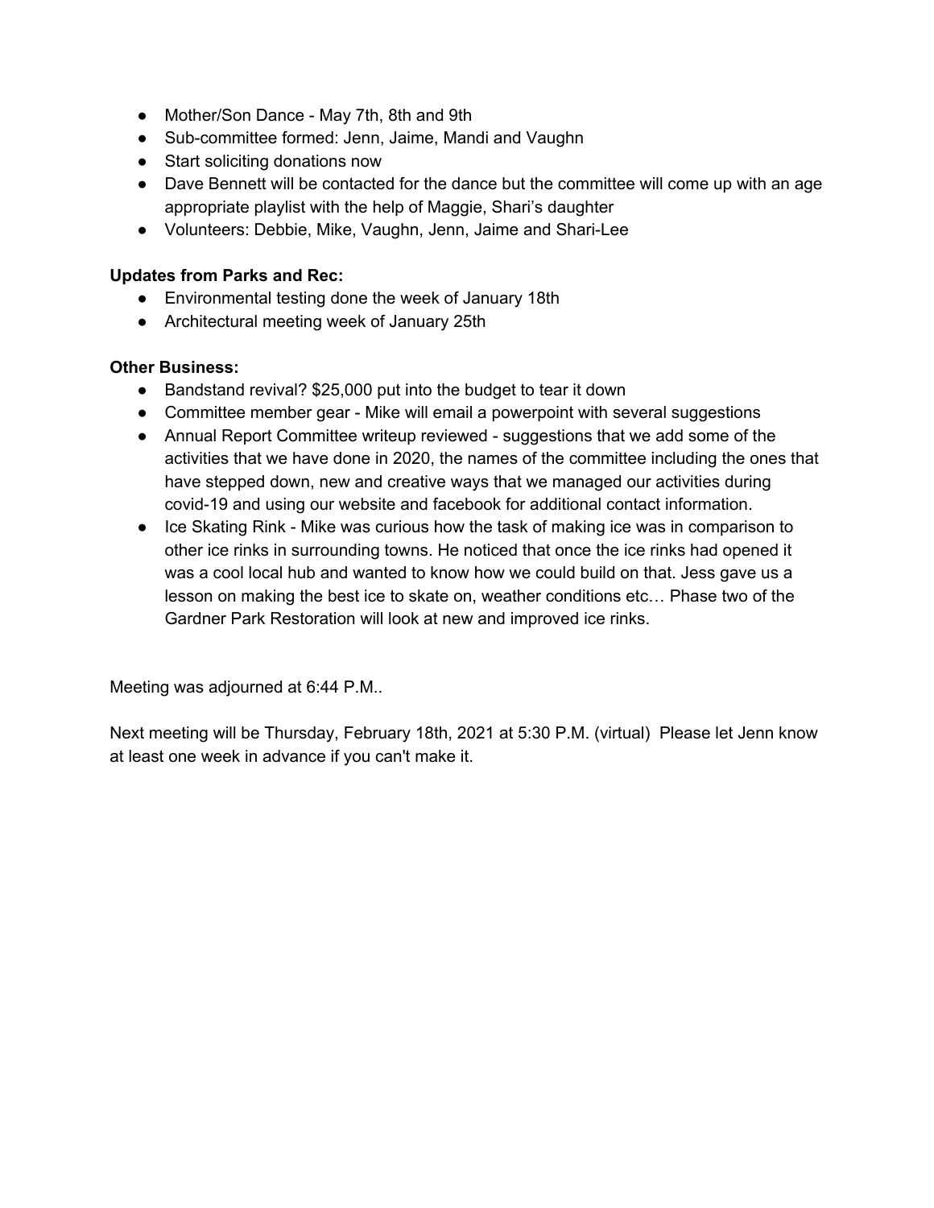- Mother/Son Dance - May 7th, 8th and 9th
- Sub-committee formed: Jenn, Jaime, Mandi and Vaughn
- Start soliciting donations now
- Dave Bennett will be contacted for the dance but the committee will come up with an age appropriate playlist with the help of Maggie, Shari's daughter
- Volunteers: Debbie, Mike, Vaughn, Jenn, Jaime and Shari-Lee

**Updates from Parks and Rec:**

- Environmental testing done the week of January 18th
- Architectural meeting week of January 25th

**Other Business:**

- Bandstand revival? $25,000 put into the budget to tear it down
- Committee member gear - Mike will email a powerpoint with several suggestions
- Annual Report Committee writeup reviewed - suggestions that we add some of the activities that we have done in 2020, the names of the committee including the ones that have stepped down, new and creative ways that we managed our activities during covid-19 and using our website and facebook for additional contact information.
- Ice Skating Rink - Mike was curious how the task of making ice was in comparison to other ice rinks in surrounding towns. He noticed that once the ice rinks had opened it was a cool local hub and wanted to know how we could build on that. Jess gave us a lesson on making the best ice to skate on, weather conditions etc… Phase two of the Gardner Park Restoration will look at new and improved ice rinks.

Meeting was adjourned at 6:44 P.M..

Next meeting will be Thursday, February 18th, 2021 at 5:30 P.M. (virtual) Please let Jenn know at least one week in advance if you can't make it.